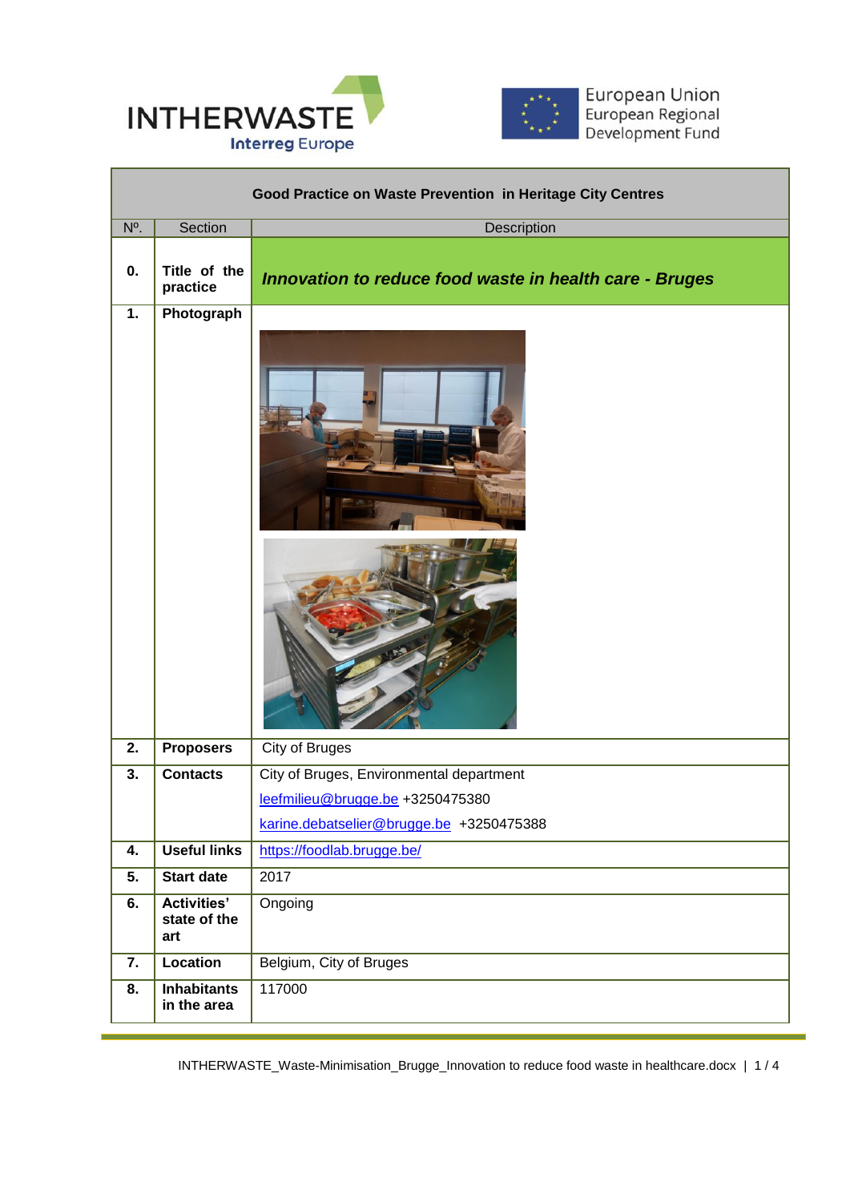INTHERWASTE
Interreg Europe

European Union
European Regional
Development Fund

| Good Practice on Waste Prevention in Heritage City Centres | | |
|---|---|---|
| Nº. | Section | Description |
| **0.** | **Title of the practice** | ***Innovation to reduce food waste in health care - Bruges*** |
| **1.** | **Photograph** | |
| **2.** | **Proposers** | City of Bruges |
| **3.** | **Contacts** | City of Bruges, Environmental department<br>leefmilieu@brugge.be +3250475380<br>karine.debatselier@brugge.be +3250475388 |
| **4.** | **Useful links** | https://foodlab.brugge.be/ |
| **5.** | **Start date** | 2017 |
| **6.** | **Activities' state of the art** | Ongoing |
| **7.** | **Location** | Belgium, City of Bruges |
| **8.** | **Inhabitants in the area** | 117000 |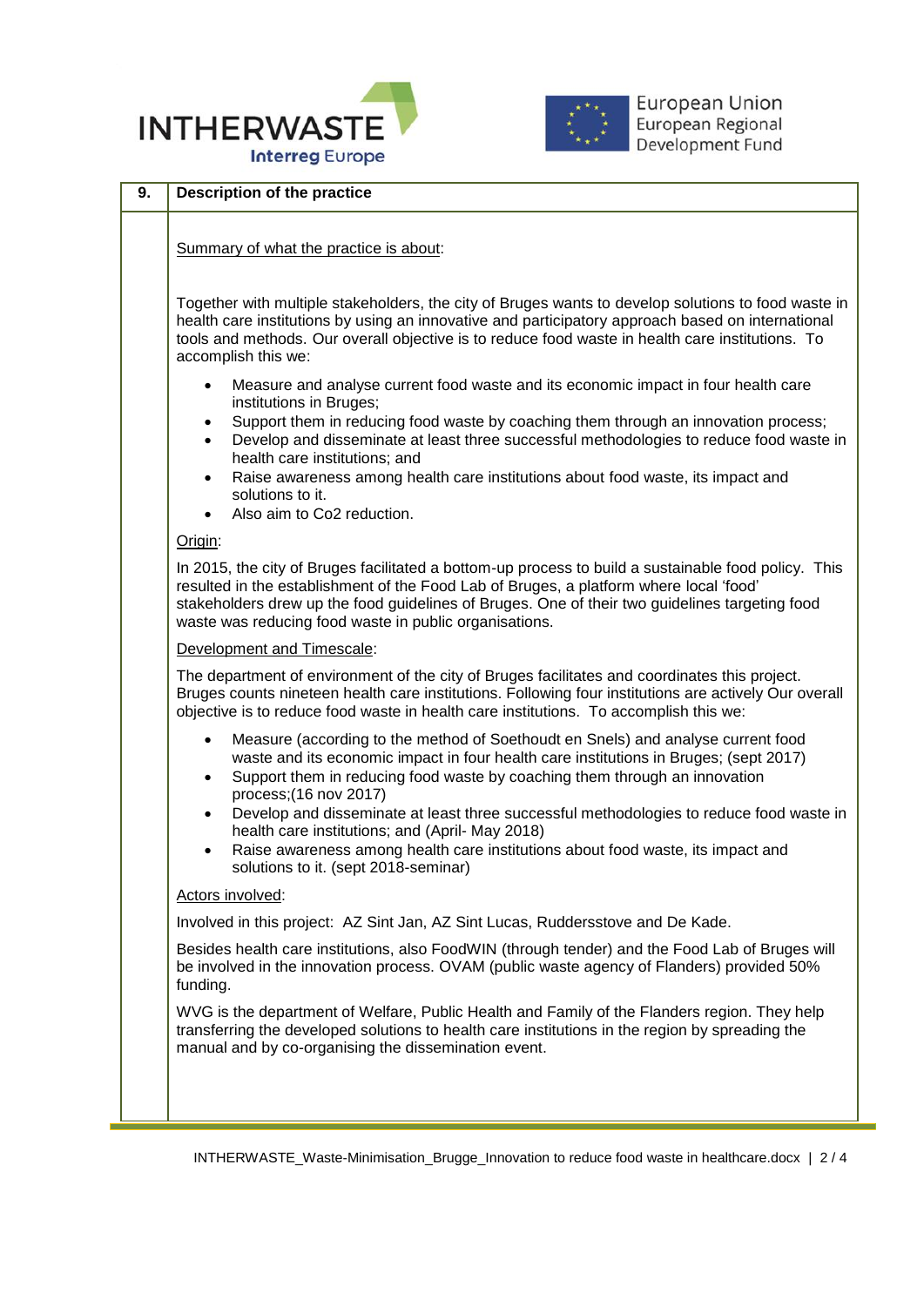| 9. | Description of the practice |
|---|---|

## 9. Description of the practice

Summary of what the practice is about:

Together with multiple stakeholders, the city of Bruges wants to develop solutions to food waste in health care institutions by using an innovative and participatory approach based on international tools and methods. Our overall objective is to reduce food waste in health care institutions. To accomplish this we:

- Measure and analyse current food waste and its economic impact in four health care institutions in Bruges;
- Support them in reducing food waste by coaching them through an innovation process;
- Develop and disseminate at least three successful methodologies to reduce food waste in health care institutions; and
- Raise awareness among health care institutions about food waste, its impact and solutions to it.
- Also aim to Co2 reduction.

Origin:

In 2015, the city of Bruges facilitated a bottom-up process to build a sustainable food policy. This resulted in the establishment of the Food Lab of Bruges, a platform where local 'food' stakeholders drew up the food guidelines of Bruges. One of their two guidelines targeting food waste was reducing food waste in public organisations.

Development and Timescale:

The department of environment of the city of Bruges facilitates and coordinates this project. Bruges counts nineteen health care institutions. Following four institutions are actively Our overall objective is to reduce food waste in health care institutions. To accomplish this we:

- Measure (according to the method of Soethoudt en Snels) and analyse current food waste and its economic impact in four health care institutions in Bruges; (sept 2017)
- Support them in reducing food waste by coaching them through an innovation process;(16 nov 2017)
- Develop and disseminate at least three successful methodologies to reduce food waste in health care institutions; and (April- May 2018)
- Raise awareness among health care institutions about food waste, its impact and solutions to it. (sept 2018-seminar)

Actors involved:

Involved in this project: AZ Sint Jan, AZ Sint Lucas, Ruddersstove and De Kade.

Besides health care institutions, also FoodWIN (through tender) and the Food Lab of Bruges will be involved in the innovation process. OVAM (public waste agency of Flanders) provided 50% funding.

WVG is the department of Welfare, Public Health and Family of the Flanders region. They help transferring the developed solutions to health care institutions in the region by spreading the manual and by co-organising the dissemination event.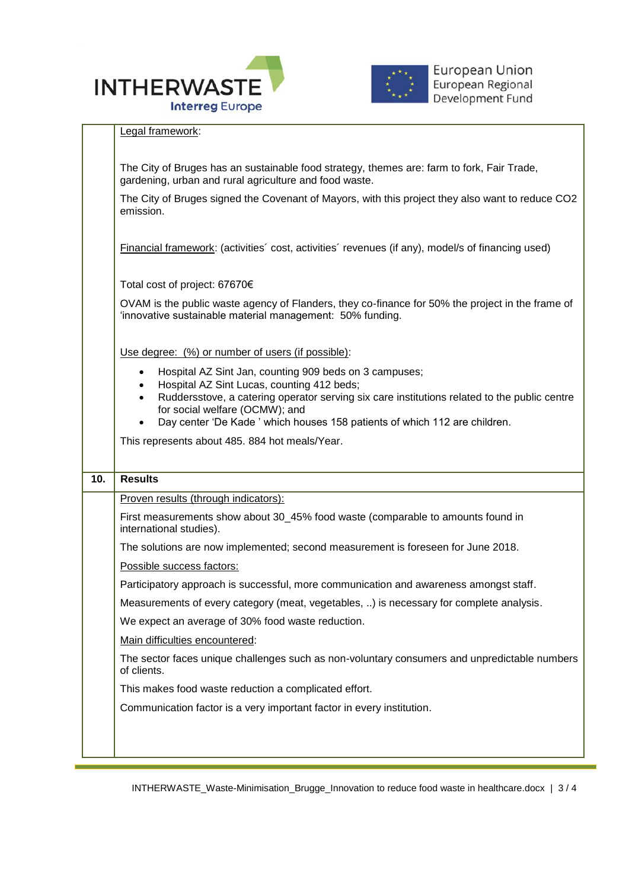Legal framework:

The City of Bruges has an sustainable food strategy, themes are: farm to fork, Fair Trade, gardening, urban and rural agriculture and food waste.

The City of Bruges signed the Covenant of Mayors, with this project they also want to reduce $CO_2$ emission.

Financial framework: (activities´ cost, activities´ revenues (if any), model/s of financing used)

Total cost of project: 67670€

OVAM is the public waste agency of Flanders, they co-finance for 50% the project in the frame of 'innovative sustainable material management: 50% funding.

Use degree: (%) or number of users (if possible):

- Hospital AZ Sint Jan, counting 909 beds on 3 campuses;
- Hospital AZ Sint Lucas, counting 412 beds;
- Ruddersstove, a catering operator serving six care institutions related to the public centre for social welfare (OCMW); and
- Day center 'De Kade ' which houses 158 patients of which 112 are children.

This represents about 485. 884 hot meals/Year.

## 10. Results

Proven results (through indicators):

First measurements show about 30_45% food waste (comparable to amounts found in international studies).

The solutions are now implemented; second measurement is foreseen for June 2018.

Possible success factors:

Participatory approach is successful, more communication and awareness amongst staff.

Measurements of every category (meat, vegetables, ..) is necessary for complete analysis.

We expect an average of 30% food waste reduction.

Main difficulties encountered:

The sector faces unique challenges such as non-voluntary consumers and unpredictable numbers of clients.

This makes food waste reduction a complicated effort.

Communication factor is a very important factor in every institution.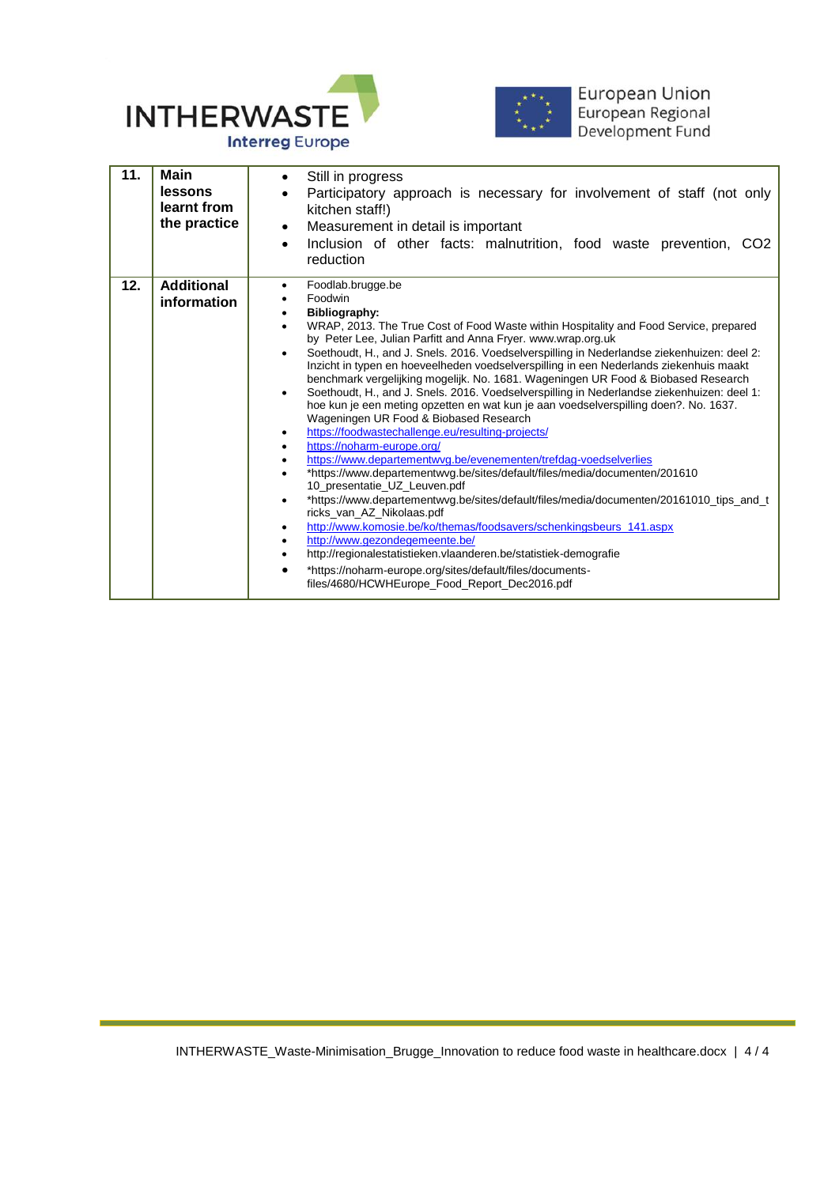| | | |
|---|---|---|
| **11.** | **Main lessons learnt from the practice** | • Still in progress<br>• Participatory approach is necessary for involvement of staff (not only kitchen staff!)<br>• Measurement in detail is important<br>• Inclusion of other facts: malnutrition, food waste prevention, CO2 reduction |
| **12.** | **Additional information** | • Foodlab.brugge.be<br>• Foodwin<br>• **Bibliography:**<br>• WRAP, 2013. The True Cost of Food Waste within Hospitality and Food Service, prepared by Peter Lee, Julian Parfitt and Anna Fryer. www.wrap.org.uk<br>• Soethoudt, H., and J. Snels. 2016. Voedselverspilling in Nederlandse ziekenhuizen: deel 2: Inzicht in typen en hoeveelheden voedselverspilling in een Nederlands ziekenhuis maakt benchmark vergelijking mogelijk. No. 1681. Wageningen UR Food & Biobased Research<br>• Soethoudt, H., and J. Snels. 2016. Voedselverspilling in Nederlandse ziekenhuizen: deel 1: hoe kun je een meting opzetten en wat kun je aan voedselverspilling doen?. No. 1637. Wageningen UR Food & Biobased Research<br>• https://foodwastechallenge.eu/resulting-projects/<br>• https://noharm-europe.org/<br>• https://www.departementwvg.be/evenementen/trefdag-voedselverlies<br>• *https://www.departementwvg.be/sites/default/files/media/documenten/20161010_presentatie_UZ_Leuven.pdf<br>• *https://www.departementwvg.be/sites/default/files/media/documenten/20161010_tips_and_tricks_van_AZ_Nikolaas.pdf<br>• http://www.komosie.be/ko/themas/foodsavers/schenkingsbeurs_141.aspx<br>• http://www.gezondegemeente.be/<br>• http://regionalestatistieken.vlaanderen.be/statistiek-demografie<br>• *https://noharm-europe.org/sites/default/files/documents-files/4680/HCWHEurope_Food_Report_Dec2016.pdf |